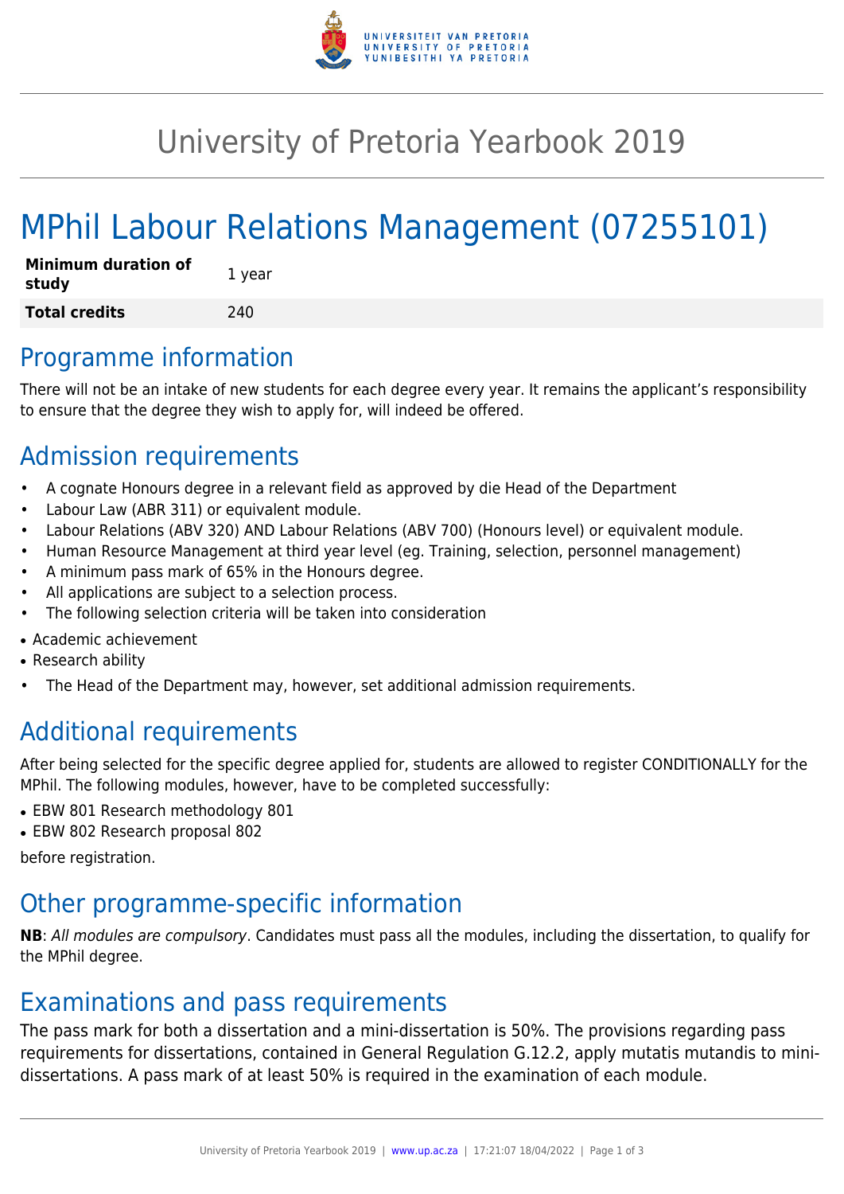# University of Pretoria Yearbook 2019

# MPhil Labour Relations Management (07255101)

| | |
|---|---|
| **Minimum duration of study** | 1 year |
| **Total credits** | 240 |

## Programme information

There will not be an intake of new students for each degree every year. It remains the applicant's responsibility to ensure that the degree they wish to apply for, will indeed be offered.

## Admission requirements

- A cognate Honours degree in a relevant field as approved by die Head of the Department
- Labour Law (ABR 311) or equivalent module.
- Labour Relations (ABV 320) AND Labour Relations (ABV 700) (Honours level) or equivalent module.
- Human Resource Management at third year level (eg. Training, selection, personnel management)
- A minimum pass mark of 65% in the Honours degree.
- All applications are subject to a selection process.
- The following selection criteria will be taken into consideration

- Academic achievement
- Research ability

- The Head of the Department may, however, set additional admission requirements.

## Additional requirements

After being selected for the specific degree applied for, students are allowed to register CONDITIONALLY for the MPhil. The following modules, however, have to be completed successfully:

- EBW 801 Research methodology 801
- EBW 802 Research proposal 802

before registration.

## Other programme-specific information

**NB**: *All modules are compulsory*. Candidates must pass all the modules, including the dissertation, to qualify for the MPhil degree.

## Examinations and pass requirements

The pass mark for both a dissertation and a mini-dissertation is 50%. The provisions regarding pass requirements for dissertations, contained in General Regulation G.12.2, apply mutatis mutandis to mini-dissertations. A pass mark of at least 50% is required in the examination of each module.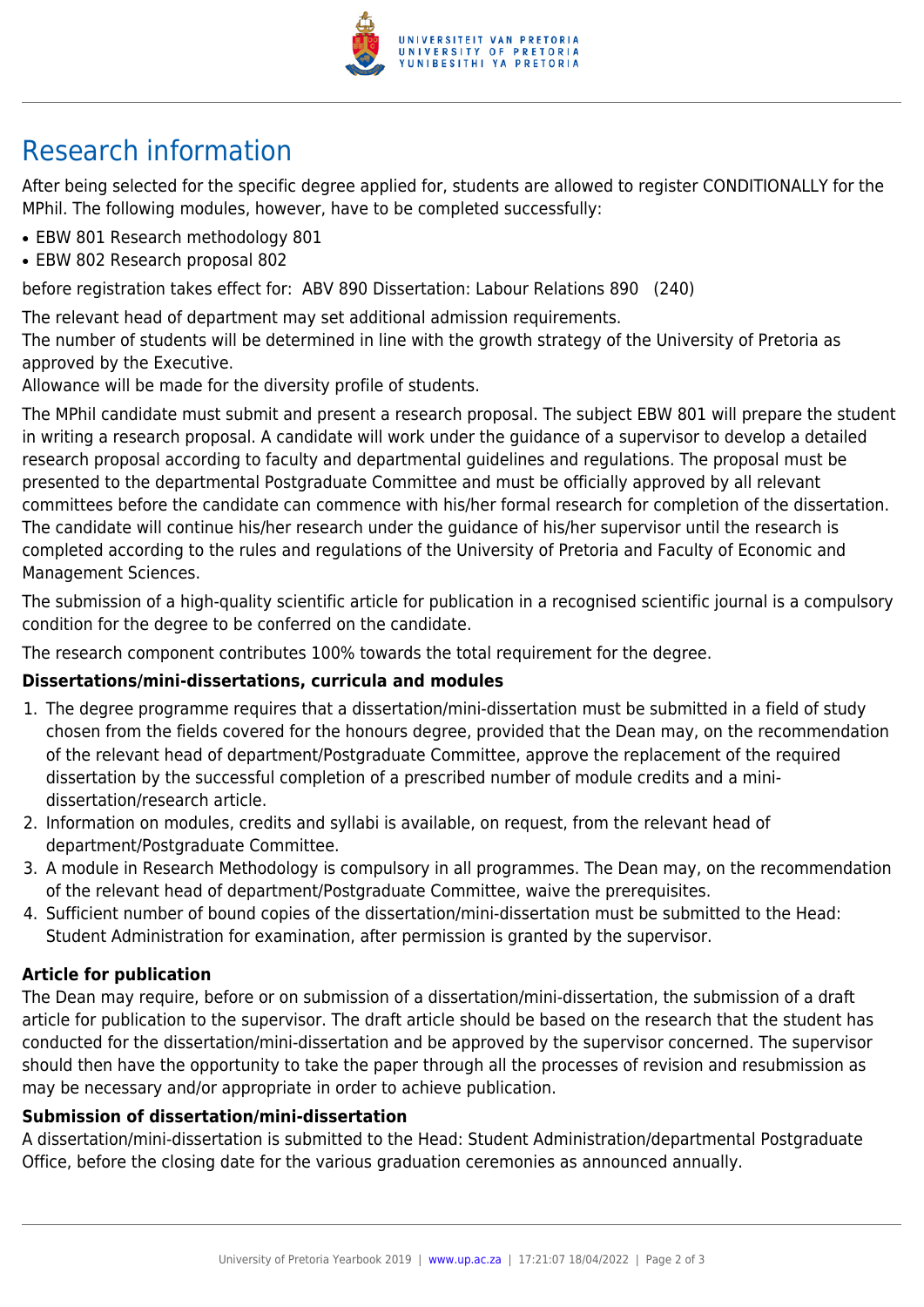# Research information

After being selected for the specific degree applied for, students are allowed to register CONDITIONALLY for the MPhil. The following modules, however, have to be completed successfully:

- EBW 801 Research methodology 801
- EBW 802 Research proposal 802

before registration takes effect for: ABV 890 Dissertation: Labour Relations 890 (240)

The relevant head of department may set additional admission requirements.
The number of students will be determined in line with the growth strategy of the University of Pretoria as approved by the Executive.
Allowance will be made for the diversity profile of students.

The MPhil candidate must submit and present a research proposal. The subject EBW 801 will prepare the student in writing a research proposal. A candidate will work under the guidance of a supervisor to develop a detailed research proposal according to faculty and departmental guidelines and regulations. The proposal must be presented to the departmental Postgraduate Committee and must be officially approved by all relevant committees before the candidate can commence with his/her formal research for completion of the dissertation. The candidate will continue his/her research under the guidance of his/her supervisor until the research is completed according to the rules and regulations of the University of Pretoria and Faculty of Economic and Management Sciences.

The submission of a high-quality scientific article for publication in a recognised scientific journal is a compulsory condition for the degree to be conferred on the candidate.

The research component contributes 100% towards the total requirement for the degree.

**Dissertations/mini-dissertations, curricula and modules**

1. The degree programme requires that a dissertation/mini-dissertation must be submitted in a field of study chosen from the fields covered for the honours degree, provided that the Dean may, on the recommendation of the relevant head of department/Postgraduate Committee, approve the replacement of the required dissertation by the successful completion of a prescribed number of module credits and a mini-dissertation/research article.
2. Information on modules, credits and syllabi is available, on request, from the relevant head of department/Postgraduate Committee.
3. A module in Research Methodology is compulsory in all programmes. The Dean may, on the recommendation of the relevant head of department/Postgraduate Committee, waive the prerequisites.
4. Sufficient number of bound copies of the dissertation/mini-dissertation must be submitted to the Head: Student Administration for examination, after permission is granted by the supervisor.

**Article for publication**

The Dean may require, before or on submission of a dissertation/mini-dissertation, the submission of a draft article for publication to the supervisor. The draft article should be based on the research that the student has conducted for the dissertation/mini-dissertation and be approved by the supervisor concerned. The supervisor should then have the opportunity to take the paper through all the processes of revision and resubmission as may be necessary and/or appropriate in order to achieve publication.

**Submission of dissertation/mini-dissertation**

A dissertation/mini-dissertation is submitted to the Head: Student Administration/departmental Postgraduate Office, before the closing date for the various graduation ceremonies as announced annually.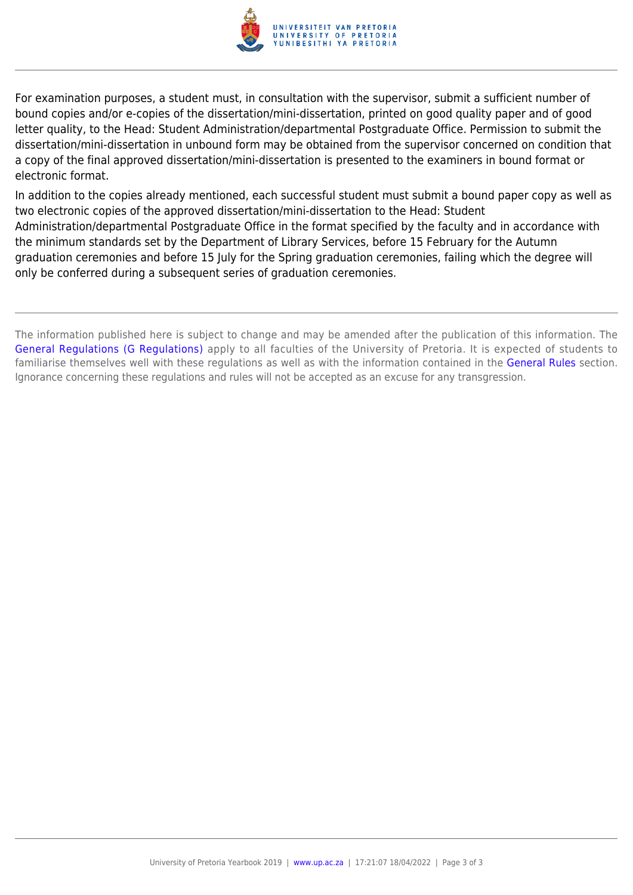For examination purposes, a student must, in consultation with the supervisor, submit a sufficient number of bound copies and/or e-copies of the dissertation/mini-dissertation, printed on good quality paper and of good letter quality, to the Head: Student Administration/departmental Postgraduate Office. Permission to submit the dissertation/mini-dissertation in unbound form may be obtained from the supervisor concerned on condition that a copy of the final approved dissertation/mini-dissertation is presented to the examiners in bound format or electronic format.

In addition to the copies already mentioned, each successful student must submit a bound paper copy as well as two electronic copies of the approved dissertation/mini-dissertation to the Head: Student Administration/departmental Postgraduate Office in the format specified by the faculty and in accordance with the minimum standards set by the Department of Library Services, before 15 February for the Autumn graduation ceremonies and before 15 July for the Spring graduation ceremonies, failing which the degree will only be conferred during a subsequent series of graduation ceremonies.

---

The information published here is subject to change and may be amended after the publication of this information. The General Regulations (G Regulations) apply to all faculties of the University of Pretoria. It is expected of students to familiarise themselves well with these regulations as well as with the information contained in the General Rules section. Ignorance concerning these regulations and rules will not be accepted as an excuse for any transgression.